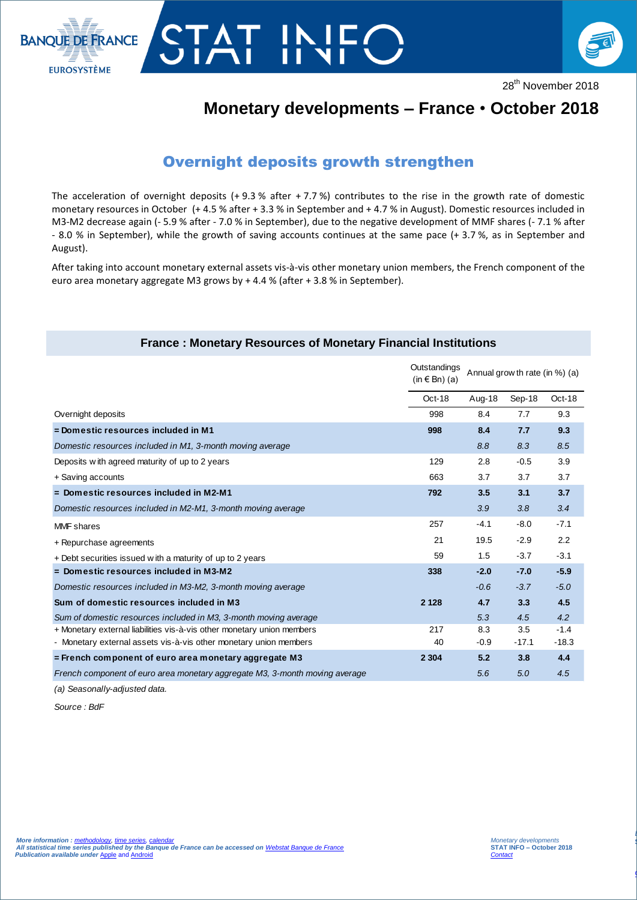28th November 2018

# Monetary developments – France • October 2018

## Overnight deposits growth strengthen

The acceleration of overnight deposits (+ 9.3 % after + 7.7 %) contributes to the rise in the growth rate of domestic monetary resources in October (+ 4.5 % after + 3.3 % in September and + 4.7 % in August). Domestic resources included in M3-M2 decrease again (- 5.9 % after - 7.0 % in September), due to the negative development of MMF shares (- 7.1 % after - 8.0 % in September), while the growth of saving accounts continues at the same pace (+ 3.7 %, as in September and August).

After taking into account monetary external assets vis-à-vis other monetary union members, the French component of the euro area monetary aggregate M3 grows by + 4.4 % (after + 3.8 % in September).

### France : Monetary Resources of Monetary Financial Institutions

| | Outstandings (in € Bn) (a) | Annual growth rate (in %) (a) | | |
|---|---|---|---|---|
| | Oct-18 | Aug-18 | Sep-18 | Oct-18 |
| Overnight deposits | 998 | 8.4 | 7.7 | 9.3 |
| **= Domestic resources included in M1** | **998** | **8.4** | **7.7** | **9.3** |
| *Domestic resources included in M1, 3-month moving average* | | *8.8* | *8.3* | *8.5* |
| Deposits with agreed maturity of up to 2 years | 129 | 2.8 | -0.5 | 3.9 |
| + Saving accounts | 663 | 3.7 | 3.7 | 3.7 |
| **= Domestic resources included in M2-M1** | **792** | **3.5** | **3.1** | **3.7** |
| *Domestic resources included in M2-M1, 3-month moving average* | | *3.9* | *3.8* | *3.4* |
| MMF shares | 257 | -4.1 | -8.0 | -7.1 |
| + Repurchase agreements | 21 | 19.5 | -2.9 | 2.2 |
| + Debt securities issued with a maturity of up to 2 years | 59 | 1.5 | -3.7 | -3.1 |
| **= Domestic resources included in M3-M2** | **338** | **-2.0** | **-7.0** | **-5.9** |
| *Domestic resources included in M3-M2, 3-month moving average* | | *-0.6* | *-3.7* | *-5.0* |
| **Sum of domestic resources included in M3** | **2 128** | **4.7** | **3.3** | **4.5** |
| *Sum of domestic resources included in M3, 3-month moving average* | | *5.3* | *4.5* | *4.2* |
| + Monetary external liabilities vis-à-vis other monetary union members | 217 | 8.3 | 3.5 | -1.4 |
| - Monetary external assets vis-à-vis other monetary union members | 40 | -0.9 | -17.1 | -18.3 |
| **= French component of euro area monetary aggregate M3** | **2 304** | **5.2** | **3.8** | **4.4** |
| *French component of euro area monetary aggregate M3, 3-month moving average* | | *5.6* | *5.0* | *4.5* |

*(a) Seasonally-adjusted data.*

*Source : BdF*

*More information : methodology, time series, calendar*
*All statistical time series published by the Banque de France can be accessed on Webstat Banque de France*
*Publication available under Apple and Android*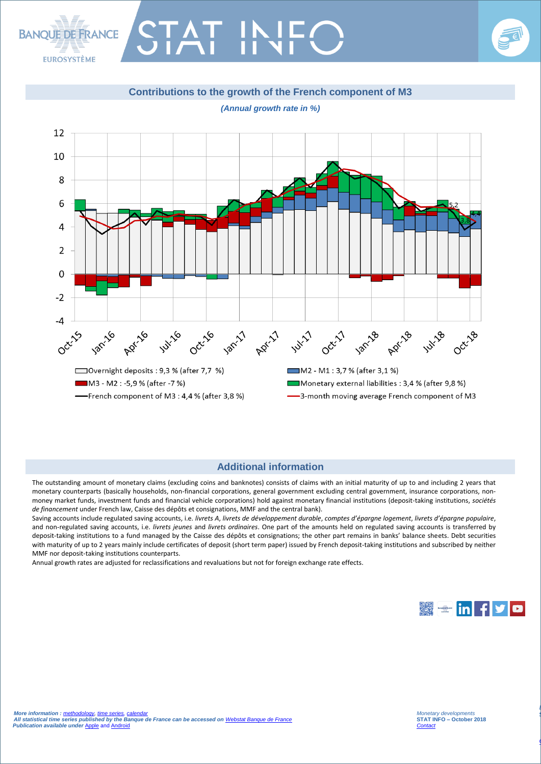## Contributions to the growth of the French component of M3

*(Annual growth rate in %)*

12
10
8
6
4
2
0
-2
-4

Oct-15, Jan-16, Apr-16, Jul-16, Oct-16, Jan-17, Apr-17, Jul-17, Oct-17, Jan-18, Apr-18, Jul-18, Oct-18

5,2
3,8
4,4

Overnight deposits : 9,3 % (after 7,7 %)
M2 - M1 : 3,7 % (after 3,1 %)
M3 - M2 : -5,9 % (after -7 %)
Monetary external liabilities : 3,4 % (after 9,8 %)
French component of M3 : 4,4 % (after 3,8 %)
3-month moving average French component of M3

## Additional information

The outstanding amount of monetary claims (excluding coins and banknotes) consists of claims with an initial maturity of up to and including 2 years that monetary counterparts (basically households, non-financial corporations, general government excluding central government, insurance corporations, non-money market funds, investment funds and financial vehicle corporations) hold against monetary financial institutions (deposit-taking institutions, *sociétés de financement* under French law, Caisse des dépôts et consignations, MMF and the central bank).

Saving accounts include regulated saving accounts, i.e. *livrets A*, *livrets de développement durable*, *comptes d'épargne logement*, *livrets d'épargne populaire*, and non-regulated saving accounts, i.e. *livrets jeunes* and *livrets ordinaires*. One part of the amounts held on regulated saving accounts is transferred by deposit-taking institutions to a fund managed by the Caisse des dépôts et consignations; the other part remains in banks' balance sheets. Debt securities with maturity of up to 2 years mainly include certificates of deposit (short term paper) issued by French deposit-taking institutions and subscribed by neither MMF nor deposit-taking institutions counterparts.

Annual growth rates are adjusted for reclassifications and revaluations but not for foreign exchange rate effects.

*More information : methodology, time series, calendar*
*All statistical time series published by the Banque de France can be accessed on Webstat Banque de France*
*Publication available under Apple and Android*

*Monetary developments*
**STAT INFO – October 2018**
*Contact*